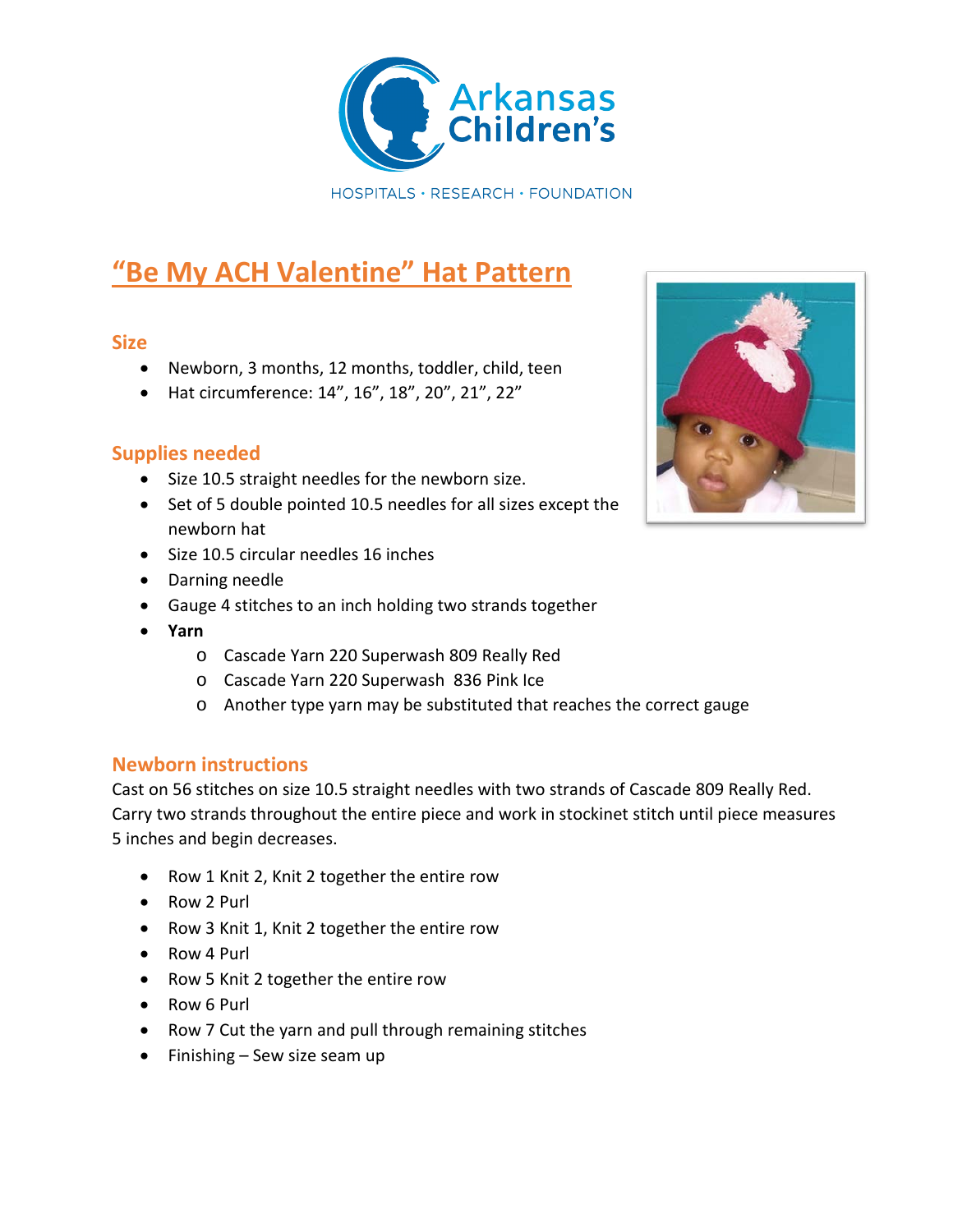Arkansas Children's

HOSPITALS · RESEARCH · FOUNDATION

# "Be My ACH Valentine" Hat Pattern

## Size

- Newborn, 3 months, 12 months, toddler, child, teen
- Hat circumference: 14", 16", 18", 20", 21", 22"

## Supplies needed

- Size 10.5 straight needles for the newborn size.
- Set of 5 double pointed 10.5 needles for all sizes except the newborn hat
- Size 10.5 circular needles 16 inches
- Darning needle
- Gauge 4 stitches to an inch holding two strands together
- **Yarn**
  - Cascade Yarn 220 Superwash 809 Really Red
  - Cascade Yarn 220 Superwash 836 Pink Ice
  - Another type yarn may be substituted that reaches the correct gauge

## Newborn instructions

Cast on 56 stitches on size 10.5 straight needles with two strands of Cascade 809 Really Red. Carry two strands throughout the entire piece and work in stockinet stitch until piece measures 5 inches and begin decreases.

- Row 1 Knit 2, Knit 2 together the entire row
- Row 2 Purl
- Row 3 Knit 1, Knit 2 together the entire row
- Row 4 Purl
- Row 5 Knit 2 together the entire row
- Row 6 Purl
- Row 7 Cut the yarn and pull through remaining stitches
- Finishing – Sew size seam up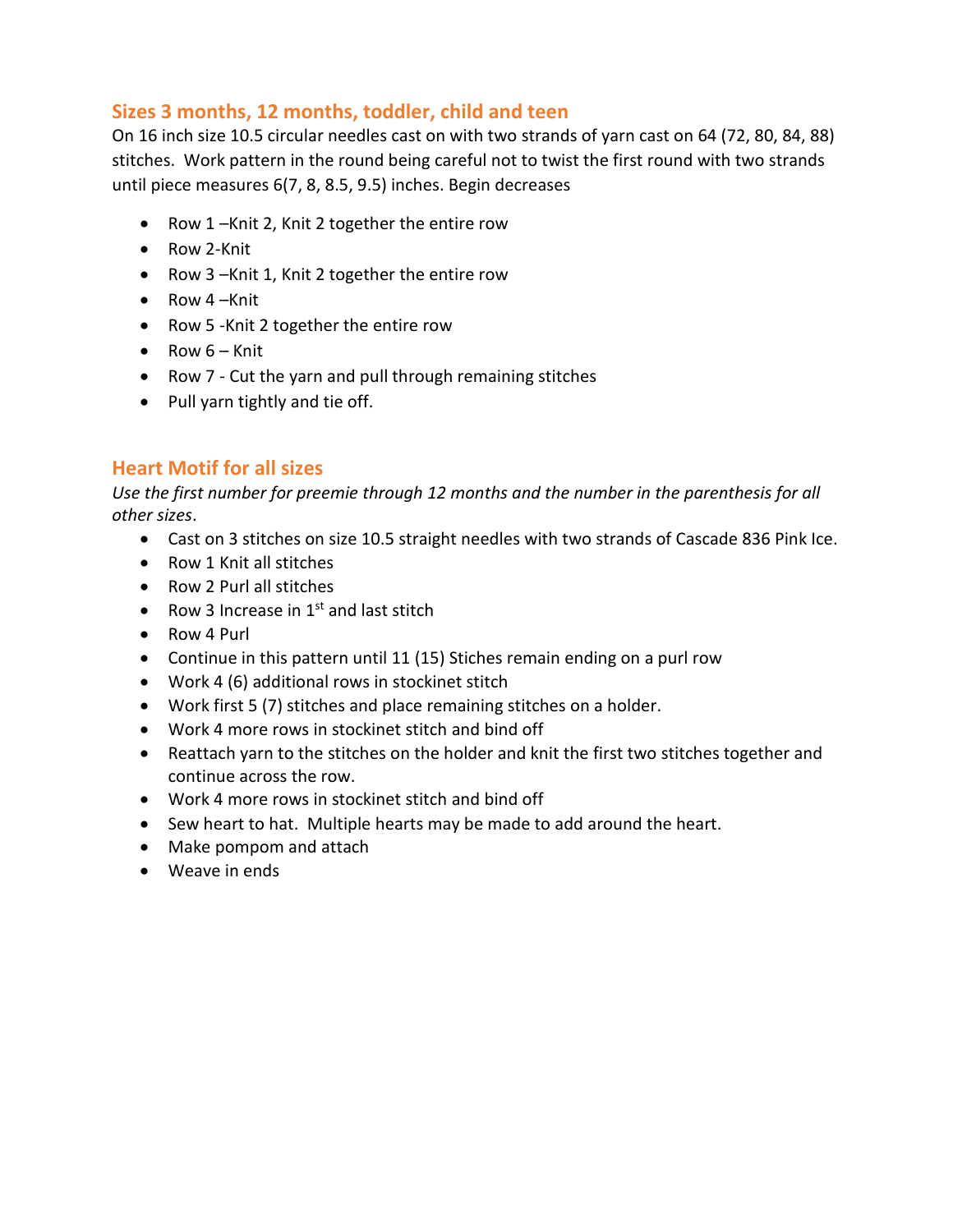## Sizes 3 months, 12 months, toddler, child and teen

On 16 inch size 10.5 circular needles cast on with two strands of yarn cast on 64 (72, 80, 84, 88) stitches. Work pattern in the round being careful not to twist the first round with two strands until piece measures 6(7, 8, 8.5, 9.5) inches. Begin decreases

- Row 1 –Knit 2, Knit 2 together the entire row
- Row 2-Knit
- Row 3 –Knit 1, Knit 2 together the entire row
- Row 4 –Knit
- Row 5 -Knit 2 together the entire row
- Row 6 – Knit
- Row 7 - Cut the yarn and pull through remaining stitches
- Pull yarn tightly and tie off.

## Heart Motif for all sizes

*Use the first number for preemie through 12 months and the number in the parenthesis for all other sizes*.

- Cast on 3 stitches on size 10.5 straight needles with two strands of Cascade 836 Pink Ice.
- Row 1 Knit all stitches
- Row 2 Purl all stitches
- Row 3 Increase in 1st and last stitch
- Row 4 Purl
- Continue in this pattern until 11 (15) Stiches remain ending on a purl row
- Work 4 (6) additional rows in stockinet stitch
- Work first 5 (7) stitches and place remaining stitches on a holder.
- Work 4 more rows in stockinet stitch and bind off
- Reattach yarn to the stitches on the holder and knit the first two stitches together and continue across the row.
- Work 4 more rows in stockinet stitch and bind off
- Sew heart to hat. Multiple hearts may be made to add around the heart.
- Make pompom and attach
- Weave in ends